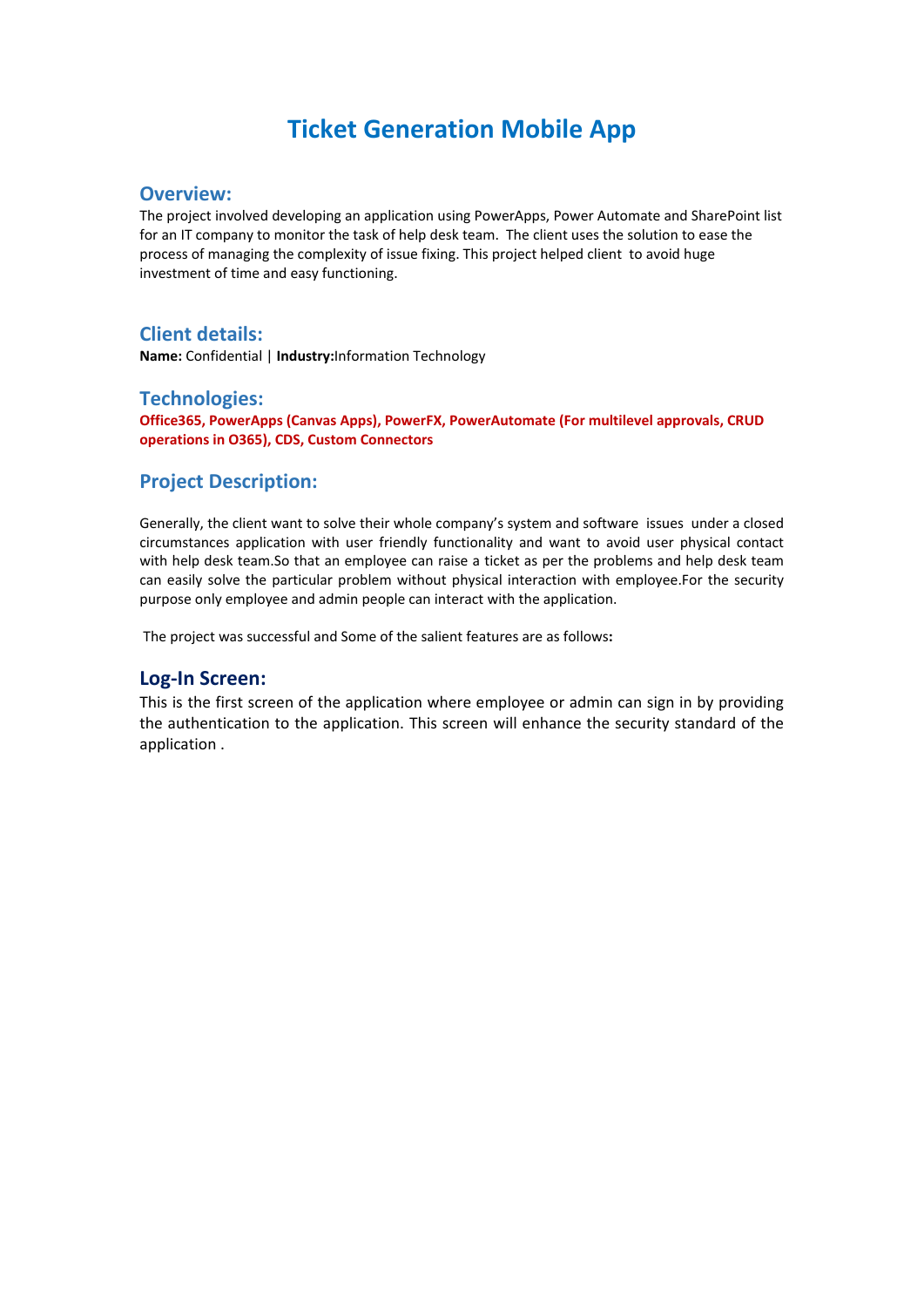# Ticket Generation Mobile App

## Overview:

The project involved developing an application using PowerApps, Power Automate and SharePoint list for an IT company to monitor the task of help desk team. The client uses the solution to ease the process of managing the complexity of issue fixing. This project helped client to avoid huge investment of time and easy functioning.

## Client details:

**Name:** Confidential | **Industry:**Information Technology

## Technologies:

**Office365, PowerApps (Canvas Apps), PowerFX, PowerAutomate (For multilevel approvals, CRUD operations in O365), CDS, Custom Connectors**

## Project Description:

Generally, the client want to solve their whole company's system and software issues under a closed circumstances application with user friendly functionality and want to avoid user physical contact with help desk team.So that an employee can raise a ticket as per the problems and help desk team can easily solve the particular problem without physical interaction with employee.For the security purpose only employee and admin people can interact with the application.

The project was successful and Some of the salient features are as follows**:**

## Log-In Screen:

This is the first screen of the application where employee or admin can sign in by providing the authentication to the application. This screen will enhance the security standard of the application .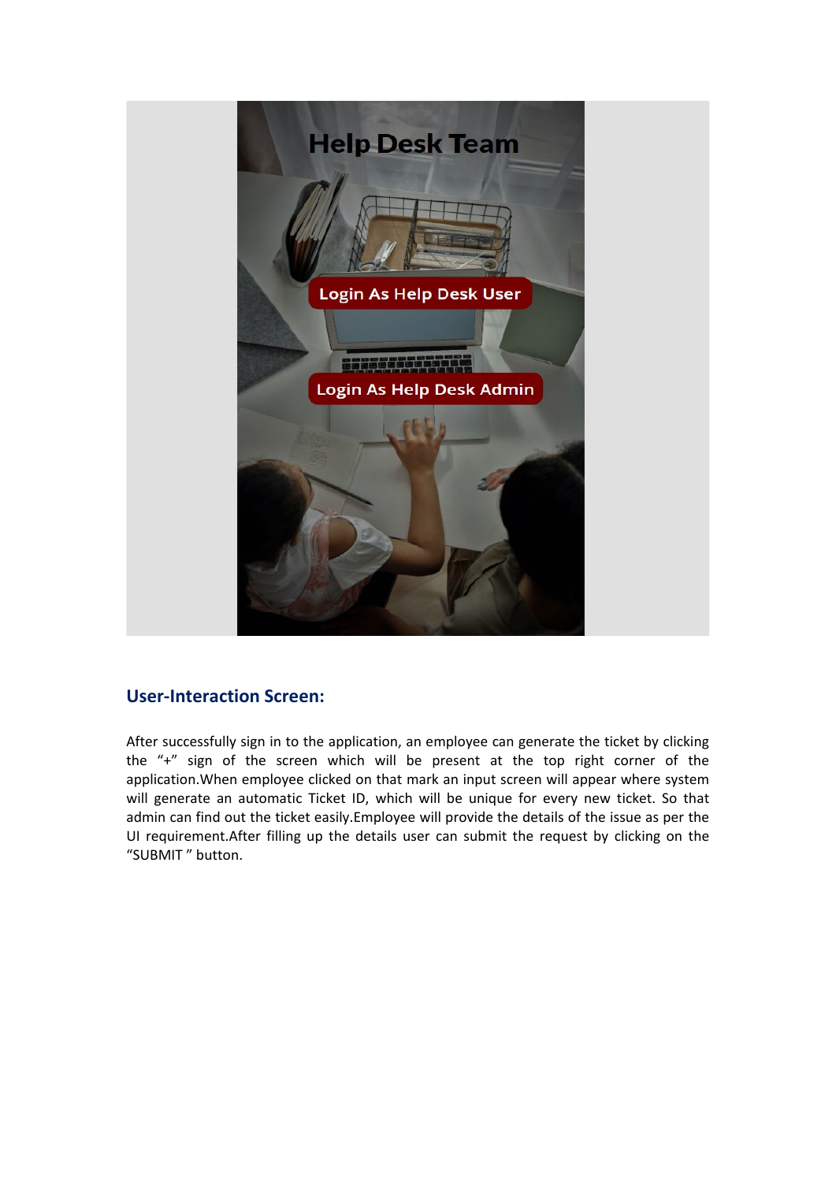## User-Interaction Screen:

After successfully sign in to the application, an employee can generate the ticket by clicking the "+" sign of the screen which will be present at the top right corner of the application.When employee clicked on that mark an input screen will appear where system will generate an automatic Ticket ID, which will be unique for every new ticket. So that admin can find out the ticket easily.Employee will provide the details of the issue as per the UI requirement.After filling up the details user can submit the request by clicking on the "SUBMIT " button.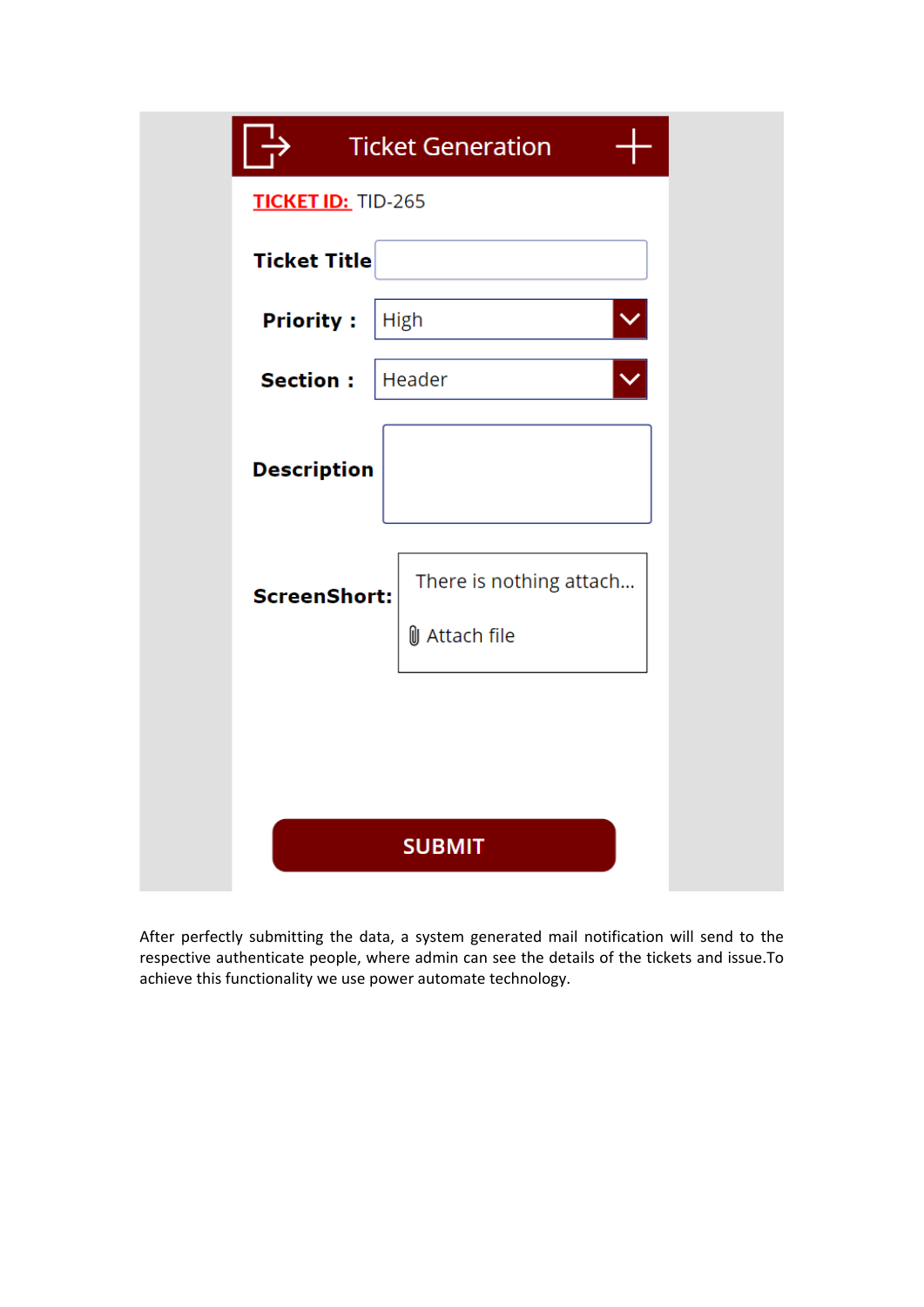Ticket Generation

TICKET ID: TID-265

Ticket Title

Priority : High

Section : Header

Description

ScreenShort: There is nothing attach...

Attach file

SUBMIT

After perfectly submitting the data, a system generated mail notification will send to the respective authenticate people, where admin can see the details of the tickets and issue.To achieve this functionality we use power automate technology.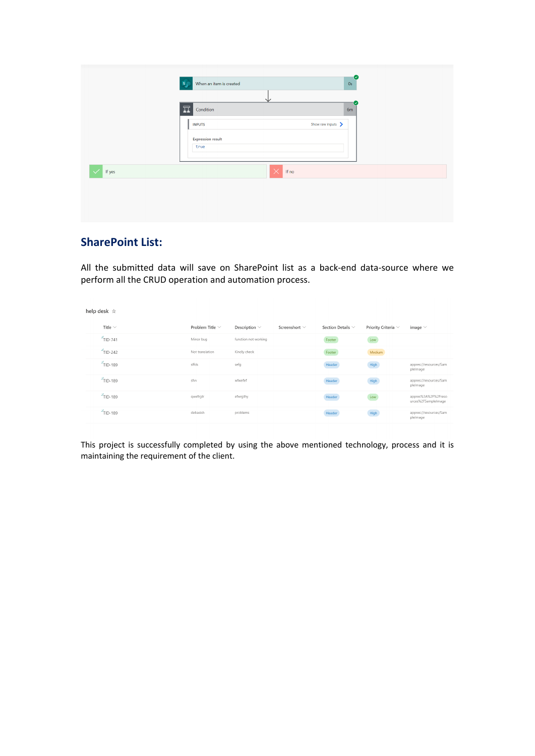When an item is created
0s

Condition
6m

INPUTS
Show raw inputs

Expression result
true

If yes

If no

## SharePoint List:

All the submitted data will save on SharePoint list as a back-end data-source where we perform all the CRUD operation and automation process.

help desk ☆

| Title | Problem Title | Description | Screenshort | Section Details | Priority Criteria | image |
|---|---|---|---|---|---|---|
| TID-741 | Minor bug | function not working | | Footer | Low | |
| TID-242 | Not translation | Kindly check | | Footer | Medium | |
| TID-189 | sffds | sefg | | Header | High | appres://resources/SampleImage |
| TID-189 | sfvv | wfwefef | | Header | High | appres://resources/SampleImage |
| TID-189 | qwefrgtr | efwrgthy | | Header | Low | appres%3A%2F%2Fresources%2FSampleImage |
| TID-189 | debasish | problems | | Header | High | appres://resources/SampleImage |

This project is successfully completed by using the above mentioned technology, process and it is maintaining the requirement of the client.